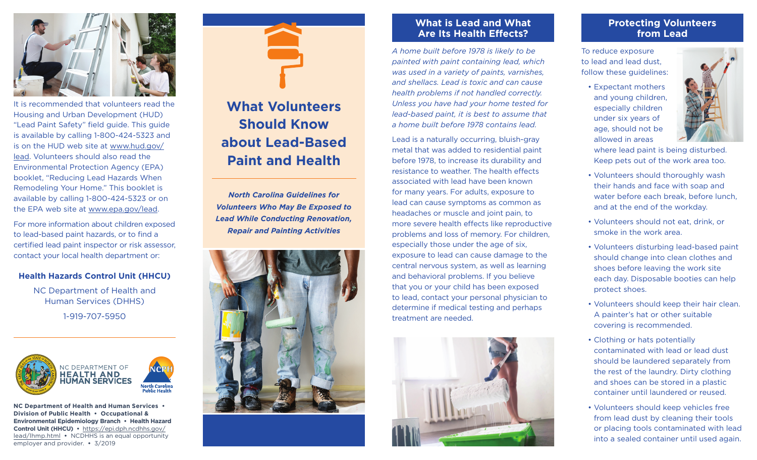# What Volunteers Should Know about Lead-Based Paint and Health

***North Carolina Guidelines for Volunteers Who May Be Exposed to Lead While Conducting Renovation, Repair and Painting Activities***

## What is Lead and What Are Its Health Effects?

*A home built before 1978 is likely to be painted with paint containing lead, which was used in a variety of paints, varnishes, and shellacs. Lead is toxic and can cause health problems if not handled correctly. Unless you have had your home tested for lead-based paint, it is best to assume that a home built before 1978 contains lead.*

Lead is a naturally occurring, bluish-gray metal that was added to residential paint before 1978, to increase its durability and resistance to weather. The health effects associated with lead have been known for many years. For adults, exposure to lead can cause symptoms as common as headaches or muscle and joint pain, to more severe health effects like reproductive problems and loss of memory. For children, especially those under the age of six, exposure to lead can cause damage to the central nervous system, as well as learning and behavioral problems. If you believe that you or your child has been exposed to lead, contact your personal physician to determine if medical testing and perhaps treatment are needed.

## Protecting Volunteers from Lead

To reduce exposure to lead and lead dust, follow these guidelines:

- Expectant mothers and young children, especially children under six years of age, should not be allowed in areas where lead paint is being disturbed. Keep pets out of the work area too.
- Volunteers should thoroughly wash their hands and face with soap and water before each break, before lunch, and at the end of the workday.
- Volunteers should not eat, drink, or smoke in the work area.
- Volunteers disturbing lead-based paint should change into clean clothes and shoes before leaving the work site each day. Disposable booties can help protect shoes.
- Volunteers should keep their hair clean. A painter's hat or other suitable covering is recommended.
- Clothing or hats potentially contaminated with lead or lead dust should be laundered separately from the rest of the laundry. Dirty clothing and shoes can be stored in a plastic container until laundered or reused.
- Volunteers should keep vehicles free from lead dust by cleaning their tools or placing tools contaminated with lead into a sealed container until used again.

It is recommended that volunteers read the Housing and Urban Development (HUD) "Lead Paint Safety" field guide. This guide is available by calling 1-800-424-5323 and is on the HUD web site at www.hud.gov/lead. Volunteers should also read the Environmental Protection Agency (EPA) booklet, "Reducing Lead Hazards When Remodeling Your Home." This booklet is available by calling 1-800-424-5323 or on the EPA web site at www.epa.gov/lead.

For more information about children exposed to lead-based paint hazards, or to find a certified lead paint inspector or risk assessor, contact your local health department or:

**Health Hazards Control Unit (HHCU)**

NC Department of Health and Human Services (DHHS)

1-919-707-5950

NC DEPARTMENT OF **HEALTH AND HUMAN SERVICES**

NCPH North Carolina Public Health

**NC Department of Health and Human Services • Division of Public Health • Occupational & Environmental Epidemiology Branch • Health Hazard Control Unit (HHCU)** • https://epi.dph.ncdhhs.gov/lead/lhmp.html • NCDHHS is an equal opportunity employer and provider. • 3/2019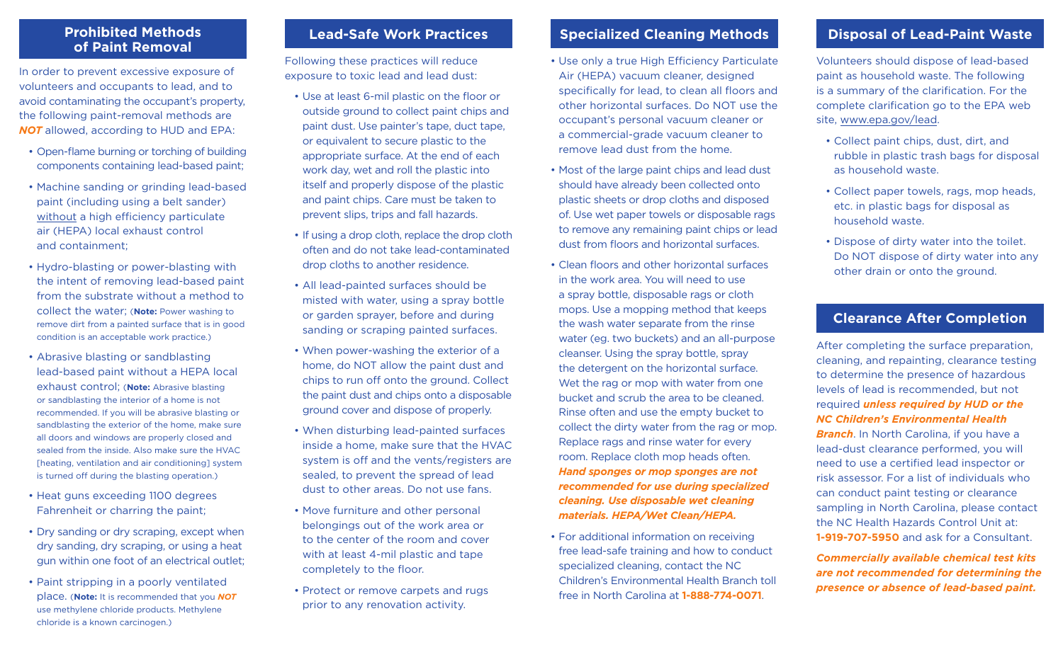## Prohibited Methods of Paint Removal

In order to prevent excessive exposure of volunteers and occupants to lead, and to avoid contaminating the occupant's property, the following paint-removal methods are ***NOT*** allowed, according to HUD and EPA:

- Open-flame burning or torching of building components containing lead-based paint;
- Machine sanding or grinding lead-based paint (including using a belt sander) without a high efficiency particulate air (HEPA) local exhaust control and containment;
- Hydro-blasting or power-blasting with the intent of removing lead-based paint from the substrate without a method to collect the water; (**Note:** Power washing to remove dirt from a painted surface that is in good condition is an acceptable work practice.)
- Abrasive blasting or sandblasting lead-based paint without a HEPA local exhaust control; (**Note:** Abrasive blasting or sandblasting the interior of a home is not recommended. If you will be abrasive blasting or sandblasting the exterior of the home, make sure all doors and windows are properly closed and sealed from the inside. Also make sure the HVAC [heating, ventilation and air conditioning] system is turned off during the blasting operation.)
- Heat guns exceeding 1100 degrees Fahrenheit or charring the paint;
- Dry sanding or dry scraping, except when dry sanding, dry scraping, or using a heat gun within one foot of an electrical outlet;
- Paint stripping in a poorly ventilated place. (**Note:** It is recommended that you ***NOT*** use methylene chloride products. Methylene chloride is a known carcinogen.)

## Lead-Safe Work Practices

Following these practices will reduce exposure to toxic lead and lead dust:

- Use at least 6-mil plastic on the floor or outside ground to collect paint chips and paint dust. Use painter's tape, duct tape, or equivalent to secure plastic to the appropriate surface. At the end of each work day, wet and roll the plastic into itself and properly dispose of the plastic and paint chips. Care must be taken to prevent slips, trips and fall hazards.
- If using a drop cloth, replace the drop cloth often and do not take lead-contaminated drop cloths to another residence.
- All lead-painted surfaces should be misted with water, using a spray bottle or garden sprayer, before and during sanding or scraping painted surfaces.
- When power-washing the exterior of a home, do NOT allow the paint dust and chips to run off onto the ground. Collect the paint dust and chips onto a disposable ground cover and dispose of properly.
- When disturbing lead-painted surfaces inside a home, make sure that the HVAC system is off and the vents/registers are sealed, to prevent the spread of lead dust to other areas. Do not use fans.
- Move furniture and other personal belongings out of the work area or to the center of the room and cover with at least 4-mil plastic and tape completely to the floor.
- Protect or remove carpets and rugs prior to any renovation activity.

## Specialized Cleaning Methods

- Use only a true High Efficiency Particulate Air (HEPA) vacuum cleaner, designed specifically for lead, to clean all floors and other horizontal surfaces. Do NOT use the occupant's personal vacuum cleaner or a commercial-grade vacuum cleaner to remove lead dust from the home.
- Most of the large paint chips and lead dust should have already been collected onto plastic sheets or drop cloths and disposed of. Use wet paper towels or disposable rags to remove any remaining paint chips or lead dust from floors and horizontal surfaces.
- Clean floors and other horizontal surfaces in the work area. You will need to use a spray bottle, disposable rags or cloth mops. Use a mopping method that keeps the wash water separate from the rinse water (eg. two buckets) and an all-purpose cleanser. Using the spray bottle, spray the detergent on the horizontal surface. Wet the rag or mop with water from one bucket and scrub the area to be cleaned. Rinse often and use the empty bucket to collect the dirty water from the rag or mop. Replace rags and rinse water for every room. Replace cloth mop heads often. ***Hand sponges or mop sponges are not recommended for use during specialized cleaning. Use disposable wet cleaning materials. HEPA/Wet Clean/HEPA.***
- For additional information on receiving free lead-safe training and how to conduct specialized cleaning, contact the NC Children's Environmental Health Branch toll free in North Carolina at **1-888-774-0071**.

## Disposal of Lead-Paint Waste

Volunteers should dispose of lead-based paint as household waste. The following is a summary of the clarification. For the complete clarification go to the EPA web site, www.epa.gov/lead.

- Collect paint chips, dust, dirt, and rubble in plastic trash bags for disposal as household waste.
- Collect paper towels, rags, mop heads, etc. in plastic bags for disposal as household waste.
- Dispose of dirty water into the toilet. Do NOT dispose of dirty water into any other drain or onto the ground.

## Clearance After Completion

After completing the surface preparation, cleaning, and repainting, clearance testing to determine the presence of hazardous levels of lead is recommended, but not required ***unless required by HUD or the NC Children's Environmental Health Branch***. In North Carolina, if you have a lead-dust clearance performed, you will need to use a certified lead inspector or risk assessor. For a list of individuals who can conduct paint testing or clearance sampling in North Carolina, please contact the NC Health Hazards Control Unit at: **1-919-707-5950** and ask for a Consultant.

***Commercially available chemical test kits are not recommended for determining the presence or absence of lead-based paint.***